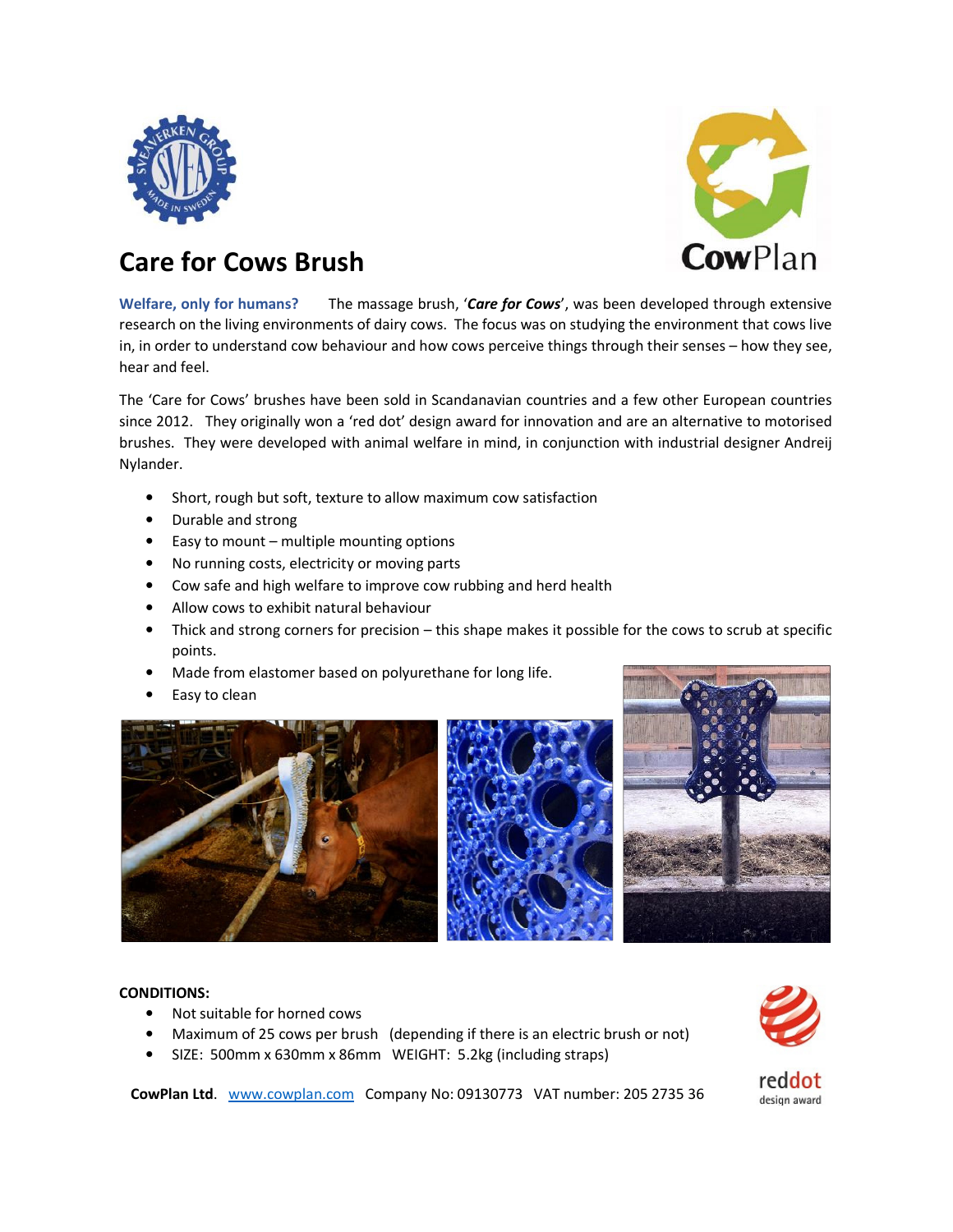# Care for Cows Brush

**Welfare, only for humans?** The massage brush, '***Care for Cows***', was been developed through extensive research on the living environments of dairy cows. The focus was on studying the environment that cows live in, in order to understand cow behaviour and how cows perceive things through their senses – how they see, hear and feel.

The 'Care for Cows' brushes have been sold in Scandanavian countries and a few other European countries since 2012. They originally won a 'red dot' design award for innovation and are an alternative to motorised brushes. They were developed with animal welfare in mind, in conjunction with industrial designer Andreij Nylander.

- Short, rough but soft, texture to allow maximum cow satisfaction
- Durable and strong
- Easy to mount – multiple mounting options
- No running costs, electricity or moving parts
- Cow safe and high welfare to improve cow rubbing and herd health
- Allow cows to exhibit natural behaviour
- Thick and strong corners for precision – this shape makes it possible for the cows to scrub at specific points.
- Made from elastomer based on polyurethane for long life.
- Easy to clean

**CONDITIONS:**

- Not suitable for horned cows
- Maximum of 25 cows per brush (depending if there is an electric brush or not)
- SIZE: 500mm x 630mm x 86mm WEIGHT: 5.2kg (including straps)

**CowPlan Ltd**. www.cowplan.com Company No: 09130773 VAT number: 205 2735 36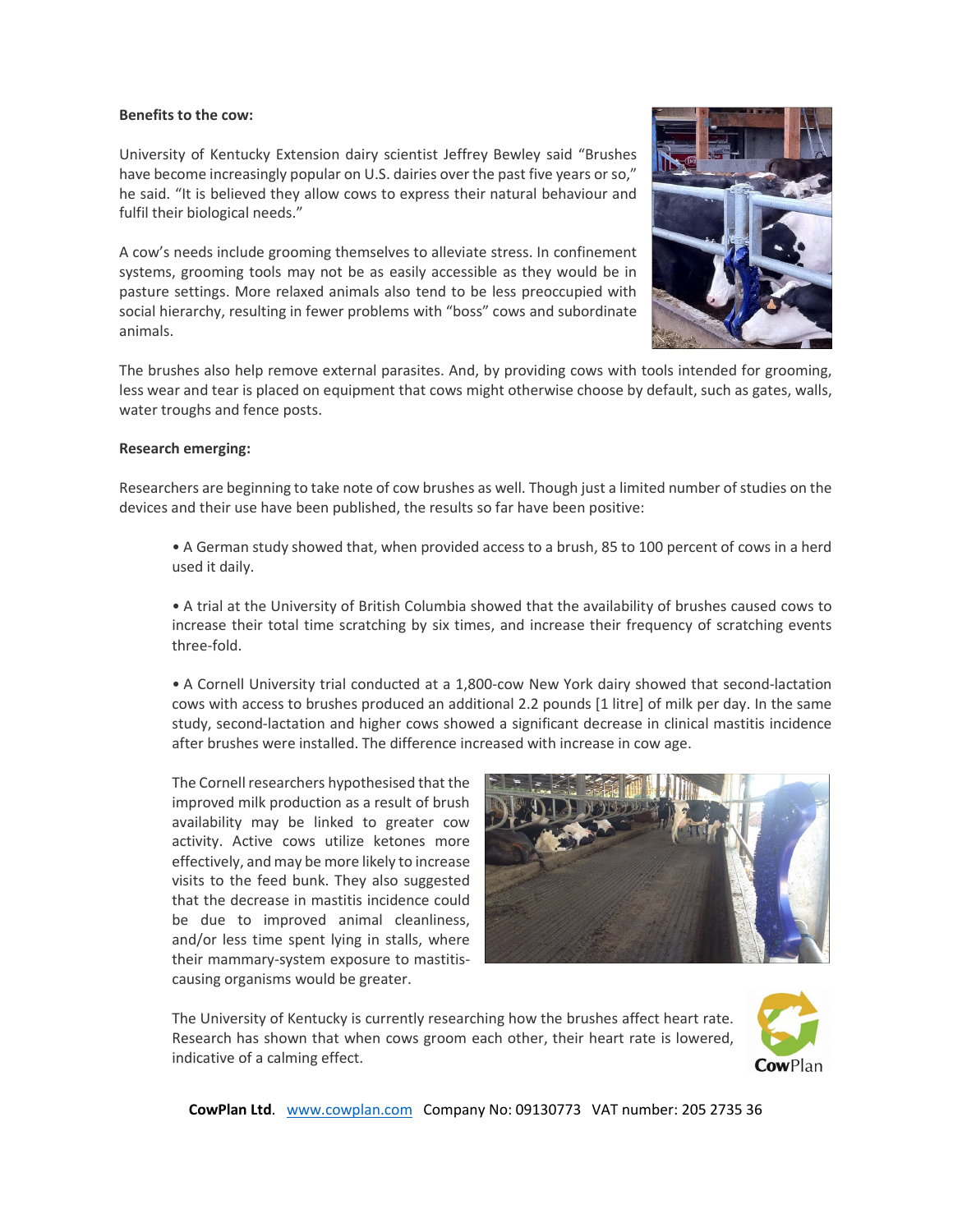**Benefits to the cow:**

University of Kentucky Extension dairy scientist Jeffrey Bewley said "Brushes have become increasingly popular on U.S. dairies over the past five years or so," he said. "It is believed they allow cows to express their natural behaviour and fulfil their biological needs."

A cow's needs include grooming themselves to alleviate stress. In confinement systems, grooming tools may not be as easily accessible as they would be in pasture settings. More relaxed animals also tend to be less preoccupied with social hierarchy, resulting in fewer problems with "boss" cows and subordinate animals.

The brushes also help remove external parasites. And, by providing cows with tools intended for grooming, less wear and tear is placed on equipment that cows might otherwise choose by default, such as gates, walls, water troughs and fence posts.

**Research emerging:**

Researchers are beginning to take note of cow brushes as well. Though just a limited number of studies on the devices and their use have been published, the results so far have been positive:

- A German study showed that, when provided access to a brush, 85 to 100 percent of cows in a herd used it daily.

- A trial at the University of British Columbia showed that the availability of brushes caused cows to increase their total time scratching by six times, and increase their frequency of scratching events three-fold.

- A Cornell University trial conducted at a 1,800-cow New York dairy showed that second-lactation cows with access to brushes produced an additional 2.2 pounds [1 litre] of milk per day. In the same study, second-lactation and higher cows showed a significant decrease in clinical mastitis incidence after brushes were installed. The difference increased with increase in cow age.

The Cornell researchers hypothesised that the improved milk production as a result of brush availability may be linked to greater cow activity. Active cows utilize ketones more effectively, and may be more likely to increase visits to the feed bunk. They also suggested that the decrease in mastitis incidence could be due to improved animal cleanliness, and/or less time spent lying in stalls, where their mammary-system exposure to mastitis-causing organisms would be greater.

The University of Kentucky is currently researching how the brushes affect heart rate. Research has shown that when cows groom each other, their heart rate is lowered, indicative of a calming effect.

**CowPlan Ltd**. www.cowplan.com Company No: 09130773 VAT number: 205 2735 36